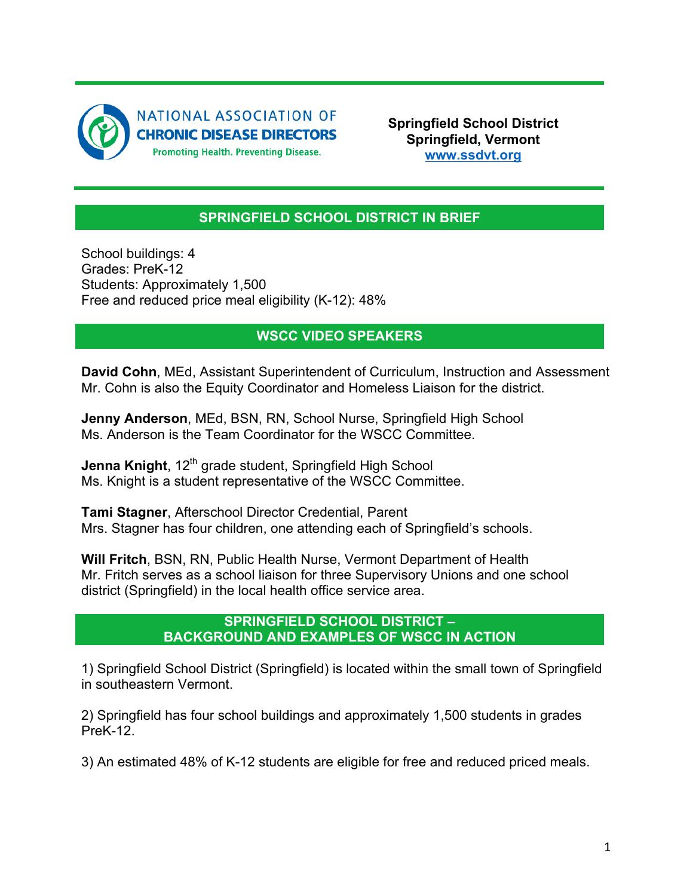NATIONAL ASSOCIATION OF
**CHRONIC DISEASE DIRECTORS**
Promoting Health. Preventing Disease.

**Springfield School District**
**Springfield, Vermont**
**www.ssdvt.org**

## SPRINGFIELD SCHOOL DISTRICT IN BRIEF

School buildings: 4
Grades: PreK-12
Students: Approximately 1,500
Free and reduced price meal eligibility (K-12): 48%

## WSCC VIDEO SPEAKERS

**David Cohn**, MEd, Assistant Superintendent of Curriculum, Instruction and Assessment
Mr. Cohn is also the Equity Coordinator and Homeless Liaison for the district.

**Jenny Anderson**, MEd, BSN, RN, School Nurse, Springfield High School
Ms. Anderson is the Team Coordinator for the WSCC Committee.

**Jenna Knight**, 12th grade student, Springfield High School
Ms. Knight is a student representative of the WSCC Committee.

**Tami Stagner**, Afterschool Director Credential, Parent
Mrs. Stagner has four children, one attending each of Springfield's schools.

**Will Fritch**, BSN, RN, Public Health Nurse, Vermont Department of Health
Mr. Fritch serves as a school liaison for three Supervisory Unions and one school district (Springfield) in the local health office service area.

## SPRINGFIELD SCHOOL DISTRICT – BACKGROUND AND EXAMPLES OF WSCC IN ACTION

1) Springfield School District (Springfield) is located within the small town of Springfield in southeastern Vermont.

2) Springfield has four school buildings and approximately 1,500 students in grades PreK-12.

3) An estimated 48% of K-12 students are eligible for free and reduced priced meals.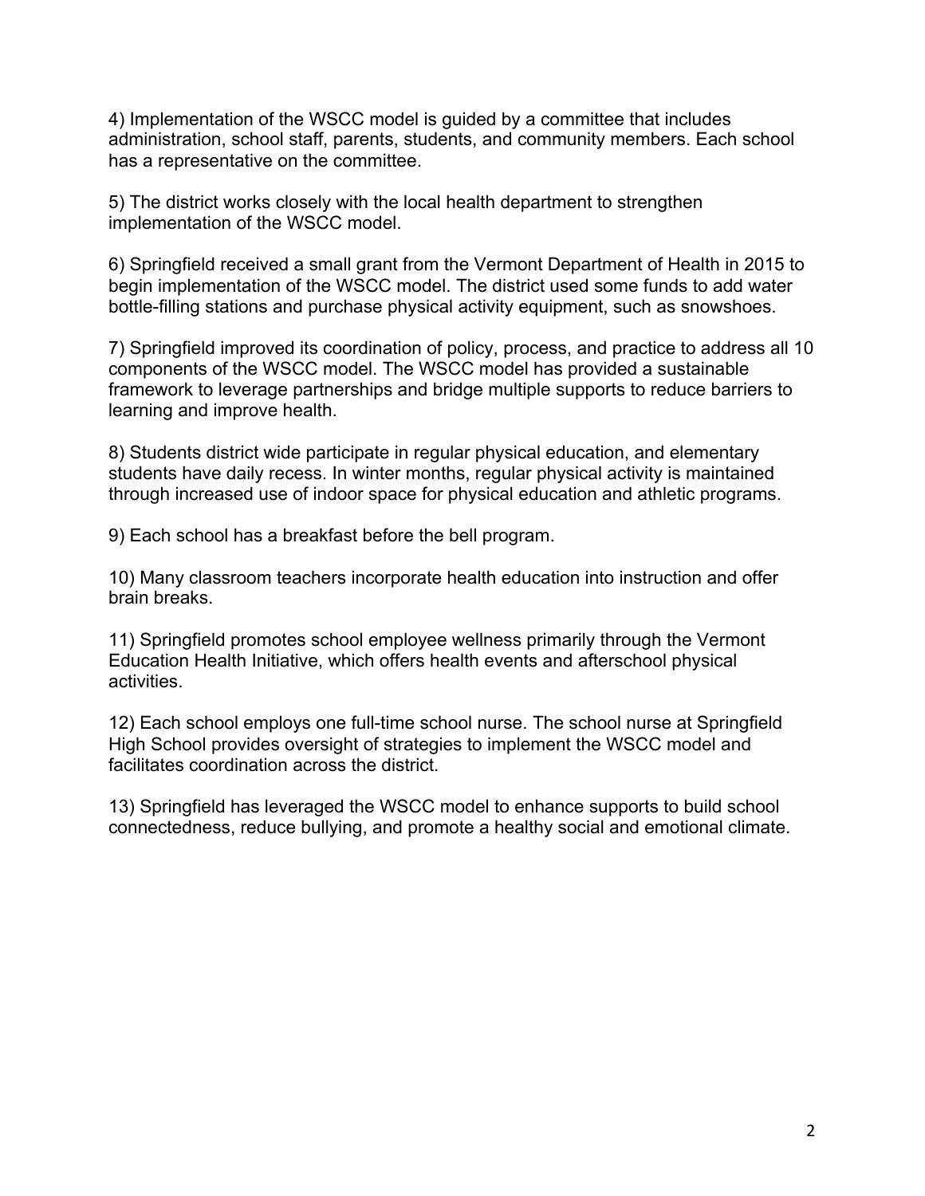4) Implementation of the WSCC model is guided by a committee that includes administration, school staff, parents, students, and community members. Each school has a representative on the committee.

5) The district works closely with the local health department to strengthen implementation of the WSCC model.

6) Springfield received a small grant from the Vermont Department of Health in 2015 to begin implementation of the WSCC model. The district used some funds to add water bottle-filling stations and purchase physical activity equipment, such as snowshoes.

7) Springfield improved its coordination of policy, process, and practice to address all 10 components of the WSCC model. The WSCC model has provided a sustainable framework to leverage partnerships and bridge multiple supports to reduce barriers to learning and improve health.

8) Students district wide participate in regular physical education, and elementary students have daily recess. In winter months, regular physical activity is maintained through increased use of indoor space for physical education and athletic programs.

9) Each school has a breakfast before the bell program.

10) Many classroom teachers incorporate health education into instruction and offer brain breaks.

11) Springfield promotes school employee wellness primarily through the Vermont Education Health Initiative, which offers health events and afterschool physical activities.

12) Each school employs one full-time school nurse. The school nurse at Springfield High School provides oversight of strategies to implement the WSCC model and facilitates coordination across the district.

13) Springfield has leveraged the WSCC model to enhance supports to build school connectedness, reduce bullying, and promote a healthy social and emotional climate.